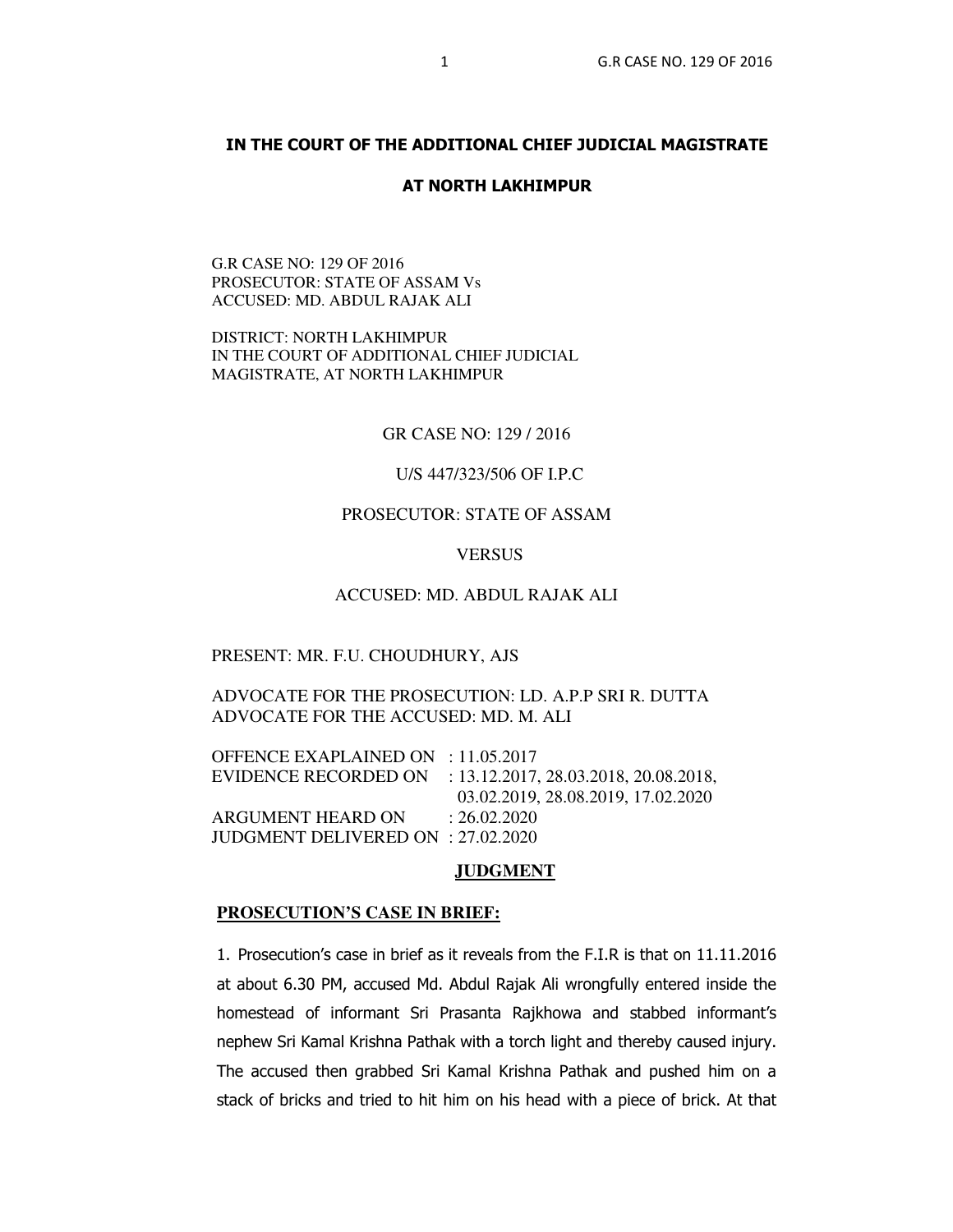**IN THE COURT OF THE ADDITIONAL CHIEF JUDICIAL MAGISTRATE**

**AT NORTH LAKHIMPUR**

G.R CASE NO: 129 OF 2016
PROSECUTOR: STATE OF ASSAM Vs
ACCUSED: MD. ABDUL RAJAK ALI

DISTRICT: NORTH LAKHIMPUR
IN THE COURT OF ADDITIONAL CHIEF JUDICIAL MAGISTRATE, AT NORTH LAKHIMPUR

GR CASE NO: 129 / 2016

U/S 447/323/506 OF I.P.C

PROSECUTOR: STATE OF ASSAM

VERSUS

ACCUSED: MD. ABDUL RAJAK ALI

PRESENT: MR. F.U. CHOUDHURY, AJS

ADVOCATE FOR THE PROSECUTION: LD. A.P.P SRI R. DUTTA
ADVOCATE FOR THE ACCUSED: MD. M. ALI

OFFENCE EXAPLAINED ON : 11.05.2017
EVIDENCE RECORDED ON : 13.12.2017, 28.03.2018, 20.08.2018, 03.02.2019, 28.08.2019, 17.02.2020
ARGUMENT HEARD ON : 26.02.2020
JUDGMENT DELIVERED ON : 27.02.2020

## JUDGMENT

### PROSECUTION'S CASE IN BRIEF:

1. Prosecution's case in brief as it reveals from the F.I.R is that on 11.11.2016 at about 6.30 PM, accused Md. Abdul Rajak Ali wrongfully entered inside the homestead of informant Sri Prasanta Rajkhowa and stabbed informant's nephew Sri Kamal Krishna Pathak with a torch light and thereby caused injury. The accused then grabbed Sri Kamal Krishna Pathak and pushed him on a stack of bricks and tried to hit him on his head with a piece of brick. At that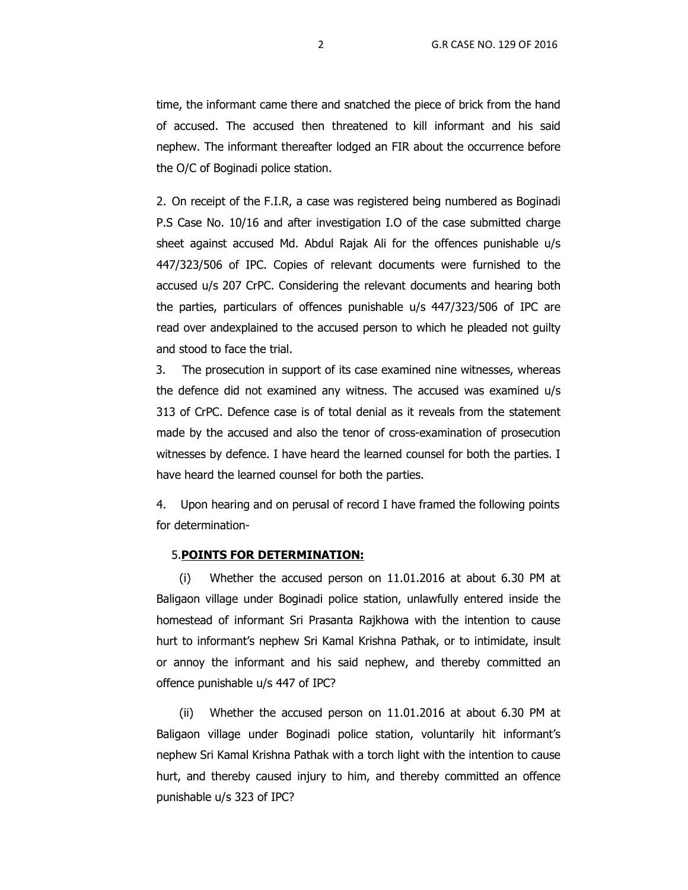time, the informant came there and snatched the piece of brick from the hand of accused. The accused then threatened to kill informant and his said nephew. The informant thereafter lodged an FIR about the occurrence before the O/C of Boginadi police station.

2. On receipt of the F.I.R, a case was registered being numbered as Boginadi P.S Case No. 10/16 and after investigation I.O of the case submitted charge sheet against accused Md. Abdul Rajak Ali for the offences punishable u/s 447/323/506 of IPC. Copies of relevant documents were furnished to the accused u/s 207 CrPC. Considering the relevant documents and hearing both the parties, particulars of offences punishable u/s 447/323/506 of IPC are read over andexplained to the accused person to which he pleaded not guilty and stood to face the trial.

3. The prosecution in support of its case examined nine witnesses, whereas the defence did not examined any witness. The accused was examined u/s 313 of CrPC. Defence case is of total denial as it reveals from the statement made by the accused and also the tenor of cross-examination of prosecution witnesses by defence. I have heard the learned counsel for both the parties. I have heard the learned counsel for both the parties.

4. Upon hearing and on perusal of record I have framed the following points for determination-

5.**POINTS FOR DETERMINATION:**

(i) Whether the accused person on 11.01.2016 at about 6.30 PM at Baligaon village under Boginadi police station, unlawfully entered inside the homestead of informant Sri Prasanta Rajkhowa with the intention to cause hurt to informant's nephew Sri Kamal Krishna Pathak, or to intimidate, insult or annoy the informant and his said nephew, and thereby committed an offence punishable u/s 447 of IPC?

(ii) Whether the accused person on 11.01.2016 at about 6.30 PM at Baligaon village under Boginadi police station, voluntarily hit informant's nephew Sri Kamal Krishna Pathak with a torch light with the intention to cause hurt, and thereby caused injury to him, and thereby committed an offence punishable u/s 323 of IPC?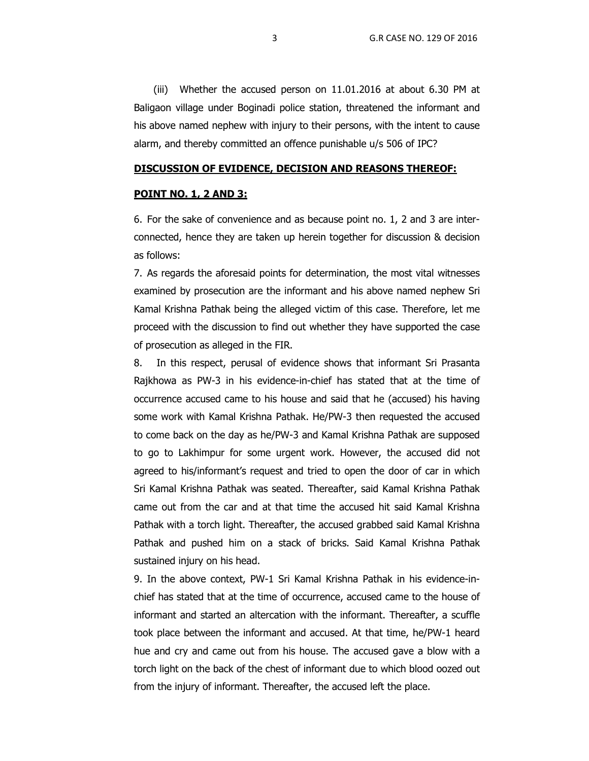(iii) Whether the accused person on 11.01.2016 at about 6.30 PM at Baligaon village under Boginadi police station, threatened the informant and his above named nephew with injury to their persons, with the intent to cause alarm, and thereby committed an offence punishable u/s 506 of IPC?

## DISCUSSION OF EVIDENCE, DECISION AND REASONS THEREOF:

### POINT NO. 1, 2 AND 3:

6. For the sake of convenience and as because point no. 1, 2 and 3 are inter-connected, hence they are taken up herein together for discussion & decision as follows:

7. As regards the aforesaid points for determination, the most vital witnesses examined by prosecution are the informant and his above named nephew Sri Kamal Krishna Pathak being the alleged victim of this case. Therefore, let me proceed with the discussion to find out whether they have supported the case of prosecution as alleged in the FIR.

8. In this respect, perusal of evidence shows that informant Sri Prasanta Rajkhowa as PW-3 in his evidence-in-chief has stated that at the time of occurrence accused came to his house and said that he (accused) his having some work with Kamal Krishna Pathak. He/PW-3 then requested the accused to come back on the day as he/PW-3 and Kamal Krishna Pathak are supposed to go to Lakhimpur for some urgent work. However, the accused did not agreed to his/informant's request and tried to open the door of car in which Sri Kamal Krishna Pathak was seated. Thereafter, said Kamal Krishna Pathak came out from the car and at that time the accused hit said Kamal Krishna Pathak with a torch light. Thereafter, the accused grabbed said Kamal Krishna Pathak and pushed him on a stack of bricks. Said Kamal Krishna Pathak sustained injury on his head.

9. In the above context, PW-1 Sri Kamal Krishna Pathak in his evidence-in-chief has stated that at the time of occurrence, accused came to the house of informant and started an altercation with the informant. Thereafter, a scuffle took place between the informant and accused. At that time, he/PW-1 heard hue and cry and came out from his house. The accused gave a blow with a torch light on the back of the chest of informant due to which blood oozed out from the injury of informant. Thereafter, the accused left the place.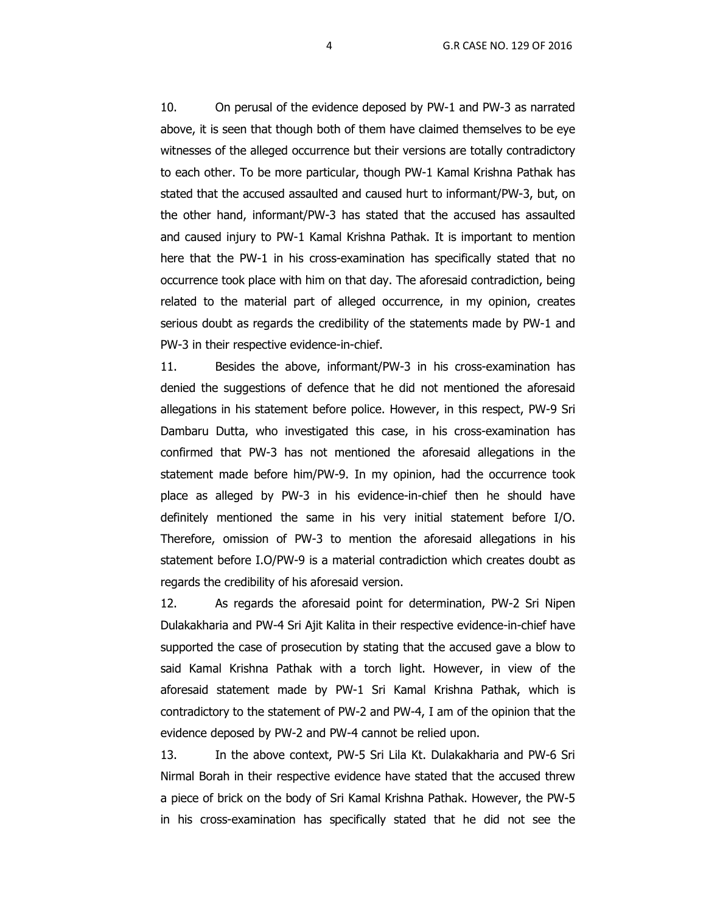10. On perusal of the evidence deposed by PW-1 and PW-3 as narrated above, it is seen that though both of them have claimed themselves to be eye witnesses of the alleged occurrence but their versions are totally contradictory to each other. To be more particular, though PW-1 Kamal Krishna Pathak has stated that the accused assaulted and caused hurt to informant/PW-3, but, on the other hand, informant/PW-3 has stated that the accused has assaulted and caused injury to PW-1 Kamal Krishna Pathak. It is important to mention here that the PW-1 in his cross-examination has specifically stated that no occurrence took place with him on that day. The aforesaid contradiction, being related to the material part of alleged occurrence, in my opinion, creates serious doubt as regards the credibility of the statements made by PW-1 and PW-3 in their respective evidence-in-chief.

11. Besides the above, informant/PW-3 in his cross-examination has denied the suggestions of defence that he did not mentioned the aforesaid allegations in his statement before police. However, in this respect, PW-9 Sri Dambaru Dutta, who investigated this case, in his cross-examination has confirmed that PW-3 has not mentioned the aforesaid allegations in the statement made before him/PW-9. In my opinion, had the occurrence took place as alleged by PW-3 in his evidence-in-chief then he should have definitely mentioned the same in his very initial statement before I/O. Therefore, omission of PW-3 to mention the aforesaid allegations in his statement before I.O/PW-9 is a material contradiction which creates doubt as regards the credibility of his aforesaid version.

12. As regards the aforesaid point for determination, PW-2 Sri Nipen Dulakakharia and PW-4 Sri Ajit Kalita in their respective evidence-in-chief have supported the case of prosecution by stating that the accused gave a blow to said Kamal Krishna Pathak with a torch light. However, in view of the aforesaid statement made by PW-1 Sri Kamal Krishna Pathak, which is contradictory to the statement of PW-2 and PW-4, I am of the opinion that the evidence deposed by PW-2 and PW-4 cannot be relied upon.

13. In the above context, PW-5 Sri Lila Kt. Dulakakharia and PW-6 Sri Nirmal Borah in their respective evidence have stated that the accused threw a piece of brick on the body of Sri Kamal Krishna Pathak. However, the PW-5 in his cross-examination has specifically stated that he did not see the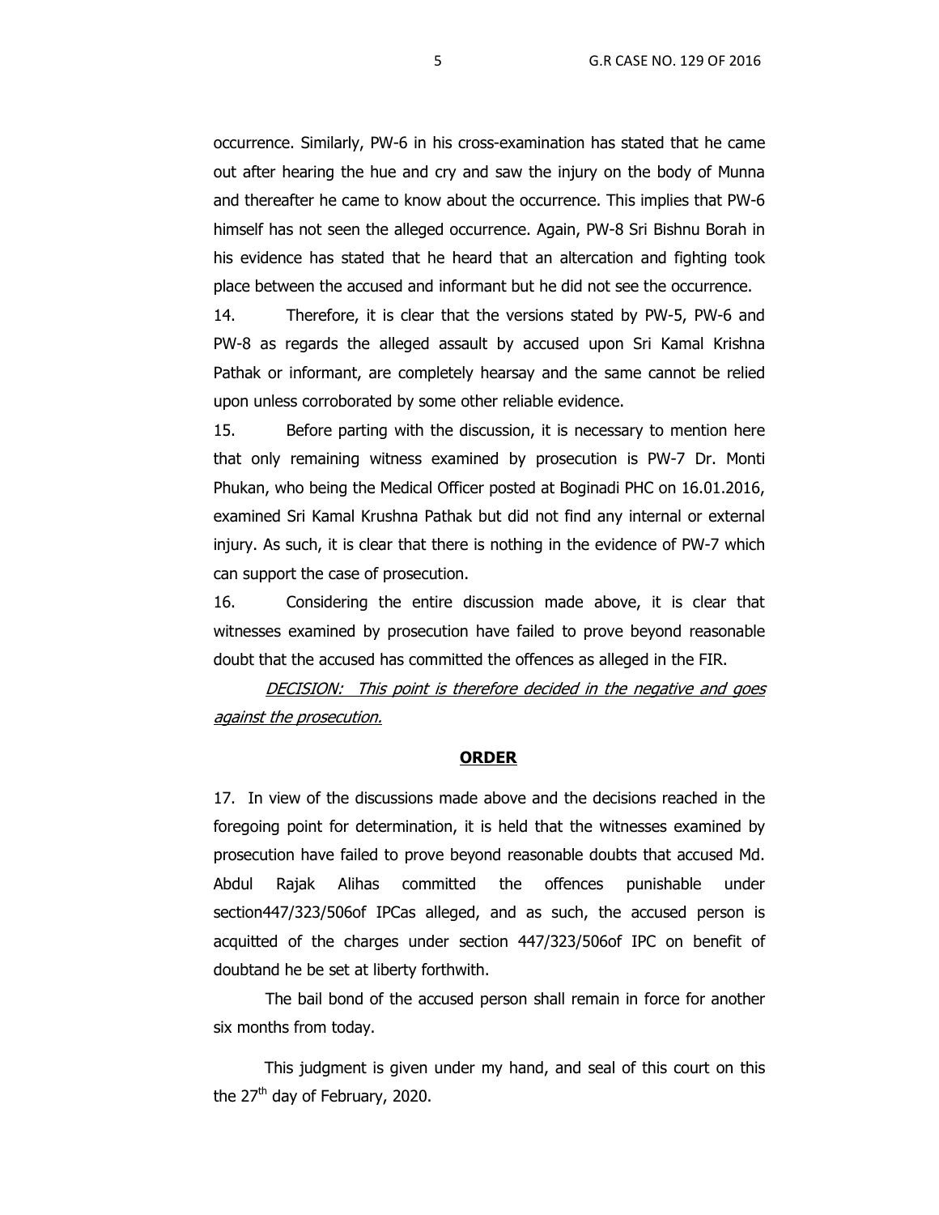occurrence. Similarly, PW-6 in his cross-examination has stated that he came out after hearing the hue and cry and saw the injury on the body of Munna and thereafter he came to know about the occurrence. This implies that PW-6 himself has not seen the alleged occurrence. Again, PW-8 Sri Bishnu Borah in his evidence has stated that he heard that an altercation and fighting took place between the accused and informant but he did not see the occurrence.

14. Therefore, it is clear that the versions stated by PW-5, PW-6 and PW-8 as regards the alleged assault by accused upon Sri Kamal Krishna Pathak or informant, are completely hearsay and the same cannot be relied upon unless corroborated by some other reliable evidence.

15. Before parting with the discussion, it is necessary to mention here that only remaining witness examined by prosecution is PW-7 Dr. Monti Phukan, who being the Medical Officer posted at Boginadi PHC on 16.01.2016, examined Sri Kamal Krushna Pathak but did not find any internal or external injury. As such, it is clear that there is nothing in the evidence of PW-7 which can support the case of prosecution.

16. Considering the entire discussion made above, it is clear that witnesses examined by prosecution have failed to prove beyond reasonable doubt that the accused has committed the offences as alleged in the FIR.

*DECISION: This point is therefore decided in the negative and goes against the prosecution.*

## ORDER

17. In view of the discussions made above and the decisions reached in the foregoing point for determination, it is held that the witnesses examined by prosecution have failed to prove beyond reasonable doubts that accused Md. Abdul Rajak Alihas committed the offences punishable under section447/323/506of IPCas alleged, and as such, the accused person is acquitted of the charges under section 447/323/506of IPC on benefit of doubtand he be set at liberty forthwith.

The bail bond of the accused person shall remain in force for another six months from today.

This judgment is given under my hand, and seal of this court on this the 27th day of February, 2020.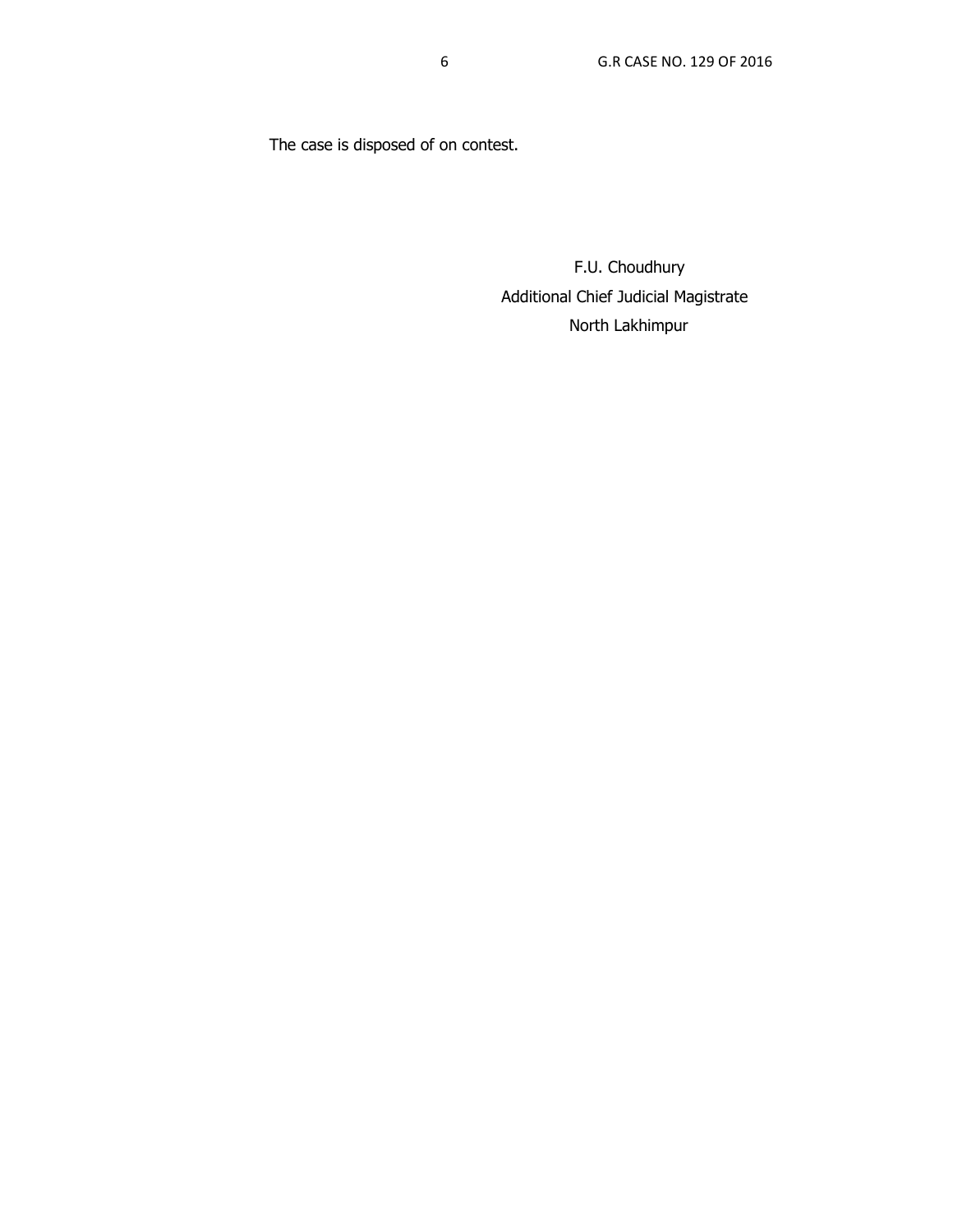The case is disposed of on contest.

F.U. Choudhury
Additional Chief Judicial Magistrate
North Lakhimpur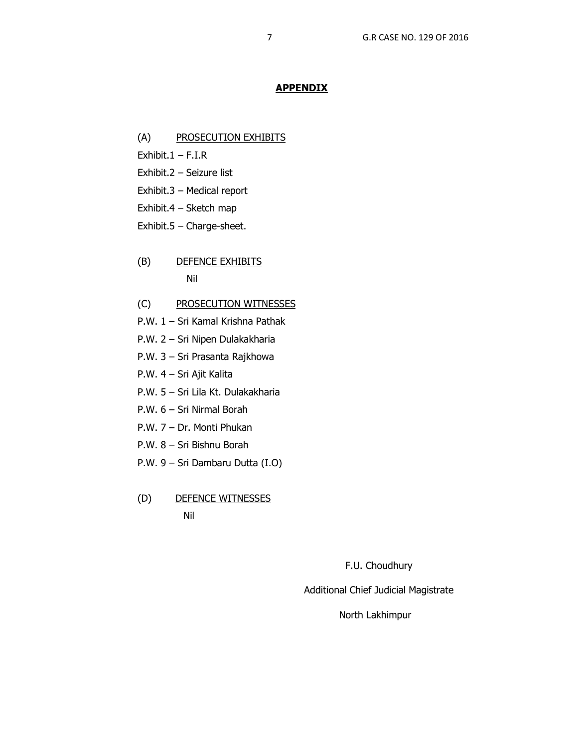# APPENDIX

(A) PROSECUTION EXHIBITS

Exhibit.1 – F.I.R

Exhibit.2 – Seizure list

Exhibit.3 – Medical report

Exhibit.4 – Sketch map

Exhibit.5 – Charge-sheet.

(B) DEFENCE EXHIBITS

Nil

(C) PROSECUTION WITNESSES

P.W. 1 – Sri Kamal Krishna Pathak

P.W. 2 – Sri Nipen Dulakakharia

P.W. 3 – Sri Prasanta Rajkhowa

P.W. 4 – Sri Ajit Kalita

P.W. 5 – Sri Lila Kt. Dulakakharia

P.W. 6 – Sri Nirmal Borah

P.W. 7 – Dr. Monti Phukan

P.W. 8 – Sri Bishnu Borah

P.W. 9 – Sri Dambaru Dutta (I.O)

(D) DEFENCE WITNESSES

Nil

F.U. Choudhury

Additional Chief Judicial Magistrate

North Lakhimpur